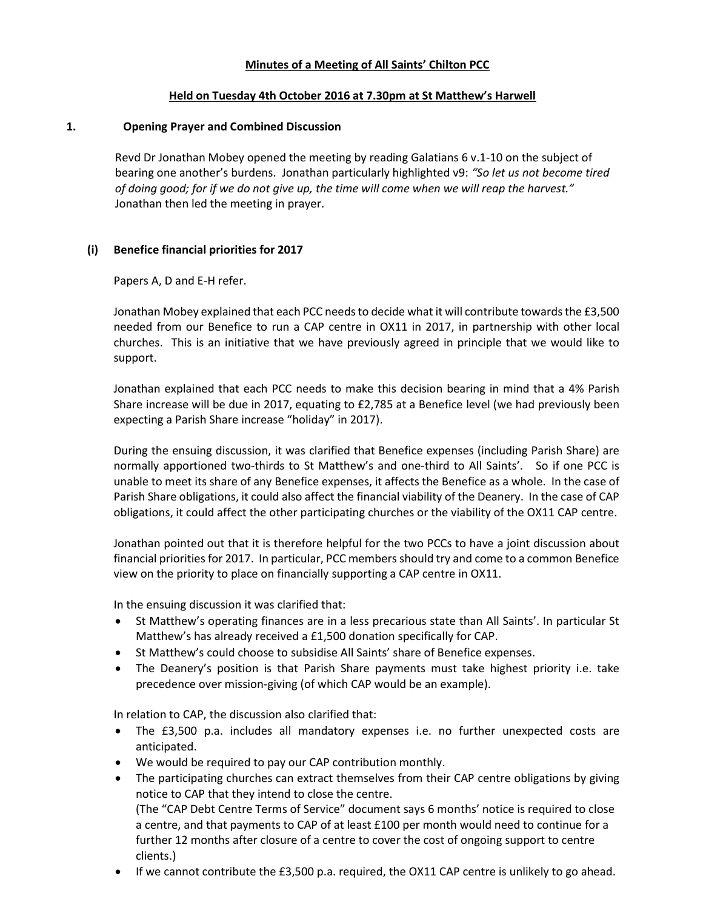# Minutes of a Meeting of All Saints' Chilton PCC

## Held on Tuesday 4th October 2016 at 7.30pm at St Matthew's Harwell

## 1. Opening Prayer and Combined Discussion

Revd Dr Jonathan Mobey opened the meeting by reading Galatians 6 v.1-10 on the subject of bearing one another's burdens. Jonathan particularly highlighted v9: *"So let us not become tired of doing good; for if we do not give up, the time will come when we will reap the harvest."* Jonathan then led the meeting in prayer.

### (i) Benefice financial priorities for 2017

Papers A, D and E-H refer.

Jonathan Mobey explained that each PCC needs to decide what it will contribute towards the £3,500 needed from our Benefice to run a CAP centre in OX11 in 2017, in partnership with other local churches. This is an initiative that we have previously agreed in principle that we would like to support.

Jonathan explained that each PCC needs to make this decision bearing in mind that a 4% Parish Share increase will be due in 2017, equating to £2,785 at a Benefice level (we had previously been expecting a Parish Share increase "holiday" in 2017).

During the ensuing discussion, it was clarified that Benefice expenses (including Parish Share) are normally apportioned two-thirds to St Matthew's and one-third to All Saints'. So if one PCC is unable to meet its share of any Benefice expenses, it affects the Benefice as a whole. In the case of Parish Share obligations, it could also affect the financial viability of the Deanery. In the case of CAP obligations, it could affect the other participating churches or the viability of the OX11 CAP centre.

Jonathan pointed out that it is therefore helpful for the two PCCs to have a joint discussion about financial priorities for 2017. In particular, PCC members should try and come to a common Benefice view on the priority to place on financially supporting a CAP centre in OX11.

In the ensuing discussion it was clarified that:

- St Matthew's operating finances are in a less precarious state than All Saints'. In particular St Matthew's has already received a £1,500 donation specifically for CAP.
- St Matthew's could choose to subsidise All Saints' share of Benefice expenses.
- The Deanery's position is that Parish Share payments must take highest priority i.e. take precedence over mission-giving (of which CAP would be an example).

In relation to CAP, the discussion also clarified that:

- The £3,500 p.a. includes all mandatory expenses i.e. no further unexpected costs are anticipated.
- We would be required to pay our CAP contribution monthly.
- The participating churches can extract themselves from their CAP centre obligations by giving notice to CAP that they intend to close the centre.
  (The "CAP Debt Centre Terms of Service" document says 6 months' notice is required to close a centre, and that payments to CAP of at least £100 per month would need to continue for a further 12 months after closure of a centre to cover the cost of ongoing support to centre clients.)
- If we cannot contribute the £3,500 p.a. required, the OX11 CAP centre is unlikely to go ahead.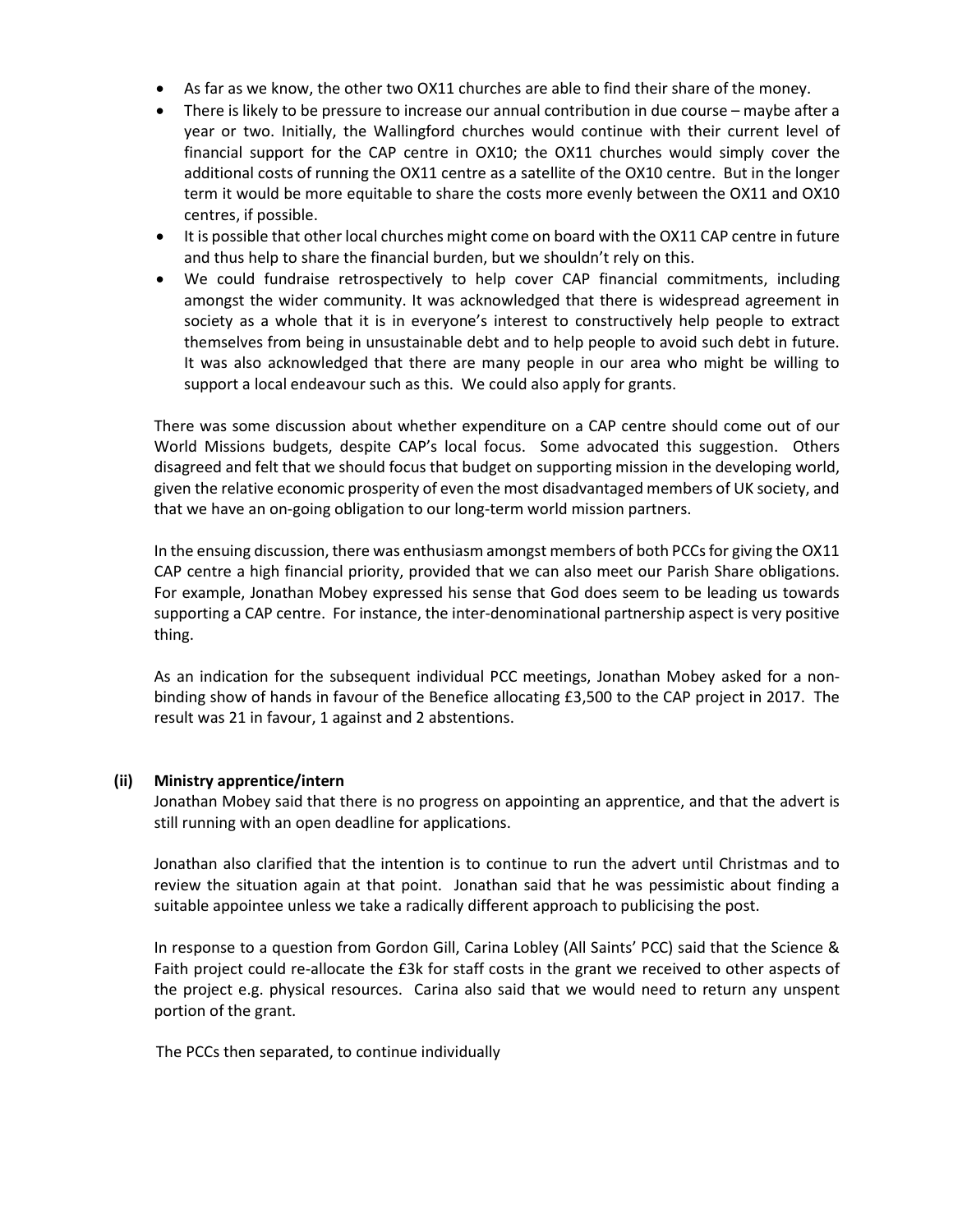- As far as we know, the other two OX11 churches are able to find their share of the money.
- There is likely to be pressure to increase our annual contribution in due course – maybe after a year or two. Initially, the Wallingford churches would continue with their current level of financial support for the CAP centre in OX10; the OX11 churches would simply cover the additional costs of running the OX11 centre as a satellite of the OX10 centre. But in the longer term it would be more equitable to share the costs more evenly between the OX11 and OX10 centres, if possible.
- It is possible that other local churches might come on board with the OX11 CAP centre in future and thus help to share the financial burden, but we shouldn't rely on this.
- We could fundraise retrospectively to help cover CAP financial commitments, including amongst the wider community. It was acknowledged that there is widespread agreement in society as a whole that it is in everyone's interest to constructively help people to extract themselves from being in unsustainable debt and to help people to avoid such debt in future. It was also acknowledged that there are many people in our area who might be willing to support a local endeavour such as this. We could also apply for grants.

There was some discussion about whether expenditure on a CAP centre should come out of our World Missions budgets, despite CAP's local focus. Some advocated this suggestion. Others disagreed and felt that we should focus that budget on supporting mission in the developing world, given the relative economic prosperity of even the most disadvantaged members of UK society, and that we have an on-going obligation to our long-term world mission partners.

In the ensuing discussion, there was enthusiasm amongst members of both PCCs for giving the OX11 CAP centre a high financial priority, provided that we can also meet our Parish Share obligations. For example, Jonathan Mobey expressed his sense that God does seem to be leading us towards supporting a CAP centre. For instance, the inter-denominational partnership aspect is very positive thing.

As an indication for the subsequent individual PCC meetings, Jonathan Mobey asked for a non-binding show of hands in favour of the Benefice allocating £3,500 to the CAP project in 2017. The result was 21 in favour, 1 against and 2 abstentions.

**(ii) Ministry apprentice/intern**

Jonathan Mobey said that there is no progress on appointing an apprentice, and that the advert is still running with an open deadline for applications.

Jonathan also clarified that the intention is to continue to run the advert until Christmas and to review the situation again at that point. Jonathan said that he was pessimistic about finding a suitable appointee unless we take a radically different approach to publicising the post.

In response to a question from Gordon Gill, Carina Lobley (All Saints' PCC) said that the Science & Faith project could re-allocate the £3k for staff costs in the grant we received to other aspects of the project e.g. physical resources. Carina also said that we would need to return any unspent portion of the grant.

The PCCs then separated, to continue individually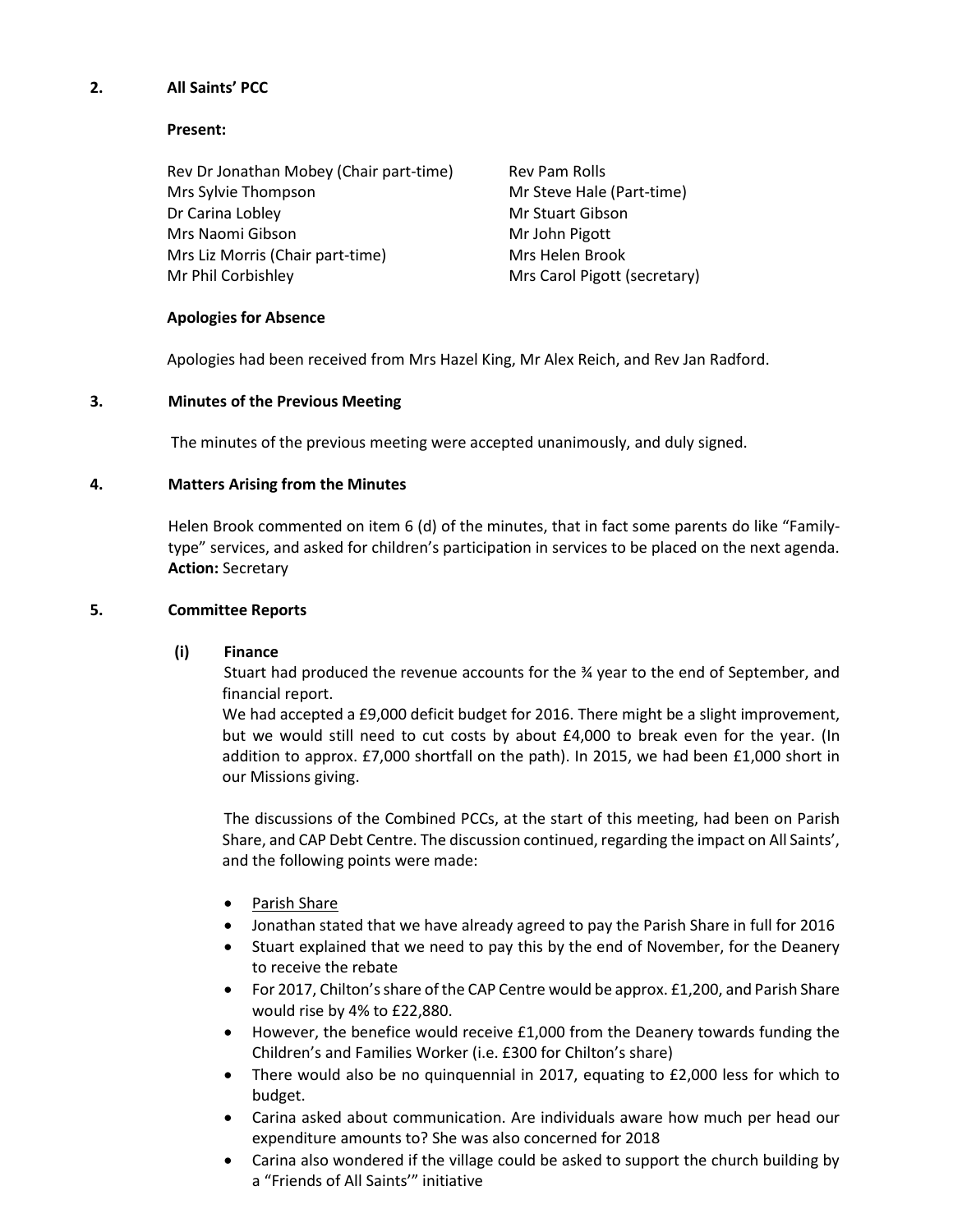## 2. All Saints' PCC

**Present:**

Rev Dr Jonathan Mobey (Chair part-time)
Mrs Sylvie Thompson
Dr Carina Lobley
Mrs Naomi Gibson
Mrs Liz Morris (Chair part-time)
Mr Phil Corbishley
Rev Pam Rolls
Mr Steve Hale (Part-time)
Mr Stuart Gibson
Mr John Pigott
Mrs Helen Brook
Mrs Carol Pigott (secretary)

**Apologies for Absence**

Apologies had been received from Mrs Hazel King, Mr Alex Reich, and Rev Jan Radford.

## 3. Minutes of the Previous Meeting

The minutes of the previous meeting were accepted unanimously, and duly signed.

## 4. Matters Arising from the Minutes

Helen Brook commented on item 6 (d) of the minutes, that in fact some parents do like "Family-type" services, and asked for children's participation in services to be placed on the next agenda. **Action:** Secretary

## 5. Committee Reports

### (i) Finance

Stuart had produced the revenue accounts for the ¾ year to the end of September, and financial report.

We had accepted a £9,000 deficit budget for 2016. There might be a slight improvement, but we would still need to cut costs by about £4,000 to break even for the year. (In addition to approx. £7,000 shortfall on the path). In 2015, we had been £1,000 short in our Missions giving.

The discussions of the Combined PCCs, at the start of this meeting, had been on Parish Share, and CAP Debt Centre. The discussion continued, regarding the impact on All Saints', and the following points were made:

- Parish Share
- Jonathan stated that we have already agreed to pay the Parish Share in full for 2016
- Stuart explained that we need to pay this by the end of November, for the Deanery to receive the rebate
- For 2017, Chilton's share of the CAP Centre would be approx. £1,200, and Parish Share would rise by 4% to £22,880.
- However, the benefice would receive £1,000 from the Deanery towards funding the Children's and Families Worker (i.e. £300 for Chilton's share)
- There would also be no quinquennial in 2017, equating to £2,000 less for which to budget.
- Carina asked about communication. Are individuals aware how much per head our expenditure amounts to? She was also concerned for 2018
- Carina also wondered if the village could be asked to support the church building by a "Friends of All Saints'" initiative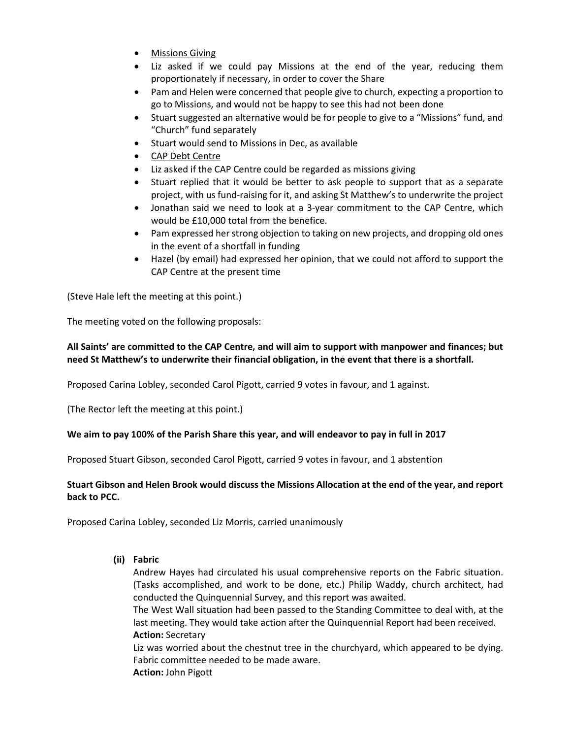- <u>Missions Giving</u>
- Liz asked if we could pay Missions at the end of the year, reducing them proportionately if necessary, in order to cover the Share
- Pam and Helen were concerned that people give to church, expecting a proportion to go to Missions, and would not be happy to see this had not been done
- Stuart suggested an alternative would be for people to give to a "Missions" fund, and "Church" fund separately
- Stuart would send to Missions in Dec, as available
- <u>CAP Debt Centre</u>
- Liz asked if the CAP Centre could be regarded as missions giving
- Stuart replied that it would be better to ask people to support that as a separate project, with us fund-raising for it, and asking St Matthew's to underwrite the project
- Jonathan said we need to look at a 3-year commitment to the CAP Centre, which would be £10,000 total from the benefice.
- Pam expressed her strong objection to taking on new projects, and dropping old ones in the event of a shortfall in funding
- Hazel (by email) had expressed her opinion, that we could not afford to support the CAP Centre at the present time

(Steve Hale left the meeting at this point.)

The meeting voted on the following proposals:

**All Saints' are committed to the CAP Centre, and will aim to support with manpower and finances; but need St Matthew's to underwrite their financial obligation, in the event that there is a shortfall.**

Proposed Carina Lobley, seconded Carol Pigott, carried 9 votes in favour, and 1 against.

(The Rector left the meeting at this point.)

**We aim to pay 100% of the Parish Share this year, and will endeavor to pay in full in 2017**

Proposed Stuart Gibson, seconded Carol Pigott, carried 9 votes in favour, and 1 abstention

**Stuart Gibson and Helen Brook would discuss the Missions Allocation at the end of the year, and report back to PCC.**

Proposed Carina Lobley, seconded Liz Morris, carried unanimously

**(ii) Fabric**

Andrew Hayes had circulated his usual comprehensive reports on the Fabric situation. (Tasks accomplished, and work to be done, etc.) Philip Waddy, church architect, had conducted the Quinquennial Survey, and this report was awaited.

The West Wall situation had been passed to the Standing Committee to deal with, at the last meeting. They would take action after the Quinquennial Report had been received.

**Action:** Secretary

Liz was worried about the chestnut tree in the churchyard, which appeared to be dying. Fabric committee needed to be made aware.

**Action:** John Pigott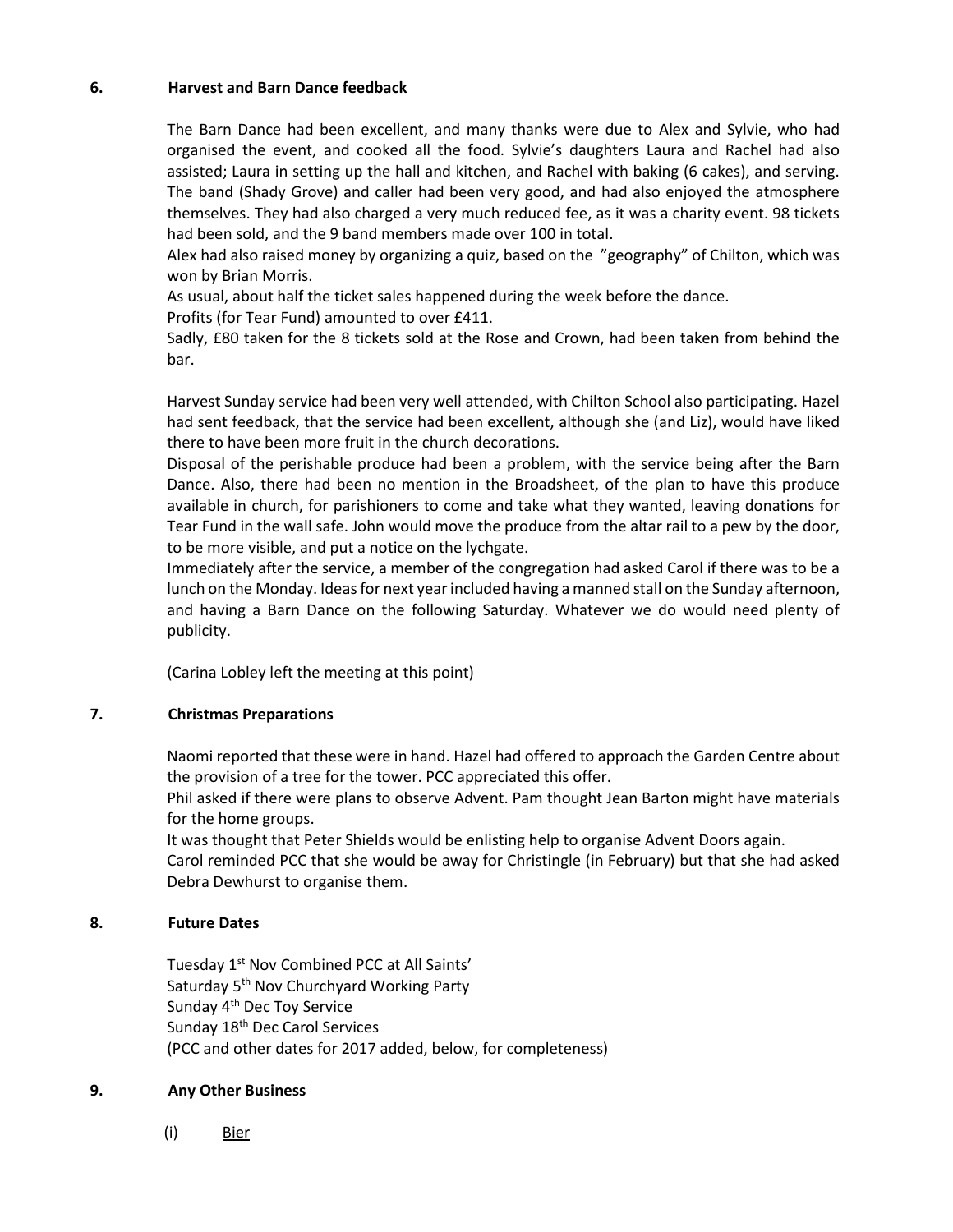## 6. Harvest and Barn Dance feedback

The Barn Dance had been excellent, and many thanks were due to Alex and Sylvie, who had organised the event, and cooked all the food. Sylvie's daughters Laura and Rachel had also assisted; Laura in setting up the hall and kitchen, and Rachel with baking (6 cakes), and serving. The band (Shady Grove) and caller had been very good, and had also enjoyed the atmosphere themselves. They had also charged a very much reduced fee, as it was a charity event. 98 tickets had been sold, and the 9 band members made over 100 in total.

Alex had also raised money by organizing a quiz, based on the "geography" of Chilton, which was won by Brian Morris.

As usual, about half the ticket sales happened during the week before the dance.

Profits (for Tear Fund) amounted to over £411.

Sadly, £80 taken for the 8 tickets sold at the Rose and Crown, had been taken from behind the bar.

Harvest Sunday service had been very well attended, with Chilton School also participating. Hazel had sent feedback, that the service had been excellent, although she (and Liz), would have liked there to have been more fruit in the church decorations.

Disposal of the perishable produce had been a problem, with the service being after the Barn Dance. Also, there had been no mention in the Broadsheet, of the plan to have this produce available in church, for parishioners to come and take what they wanted, leaving donations for Tear Fund in the wall safe. John would move the produce from the altar rail to a pew by the door, to be more visible, and put a notice on the lychgate.

Immediately after the service, a member of the congregation had asked Carol if there was to be a lunch on the Monday. Ideas for next year included having a manned stall on the Sunday afternoon, and having a Barn Dance on the following Saturday. Whatever we do would need plenty of publicity.

(Carina Lobley left the meeting at this point)

## 7. Christmas Preparations

Naomi reported that these were in hand. Hazel had offered to approach the Garden Centre about the provision of a tree for the tower. PCC appreciated this offer.

Phil asked if there were plans to observe Advent. Pam thought Jean Barton might have materials for the home groups.

It was thought that Peter Shields would be enlisting help to organise Advent Doors again.

Carol reminded PCC that she would be away for Christingle (in February) but that she had asked Debra Dewhurst to organise them.

## 8. Future Dates

Tuesday 1st Nov Combined PCC at All Saints'
Saturday 5th Nov Churchyard Working Party
Sunday 4th Dec Toy Service
Sunday 18th Dec Carol Services
(PCC and other dates for 2017 added, below, for completeness)

## 9. Any Other Business

(i) Bier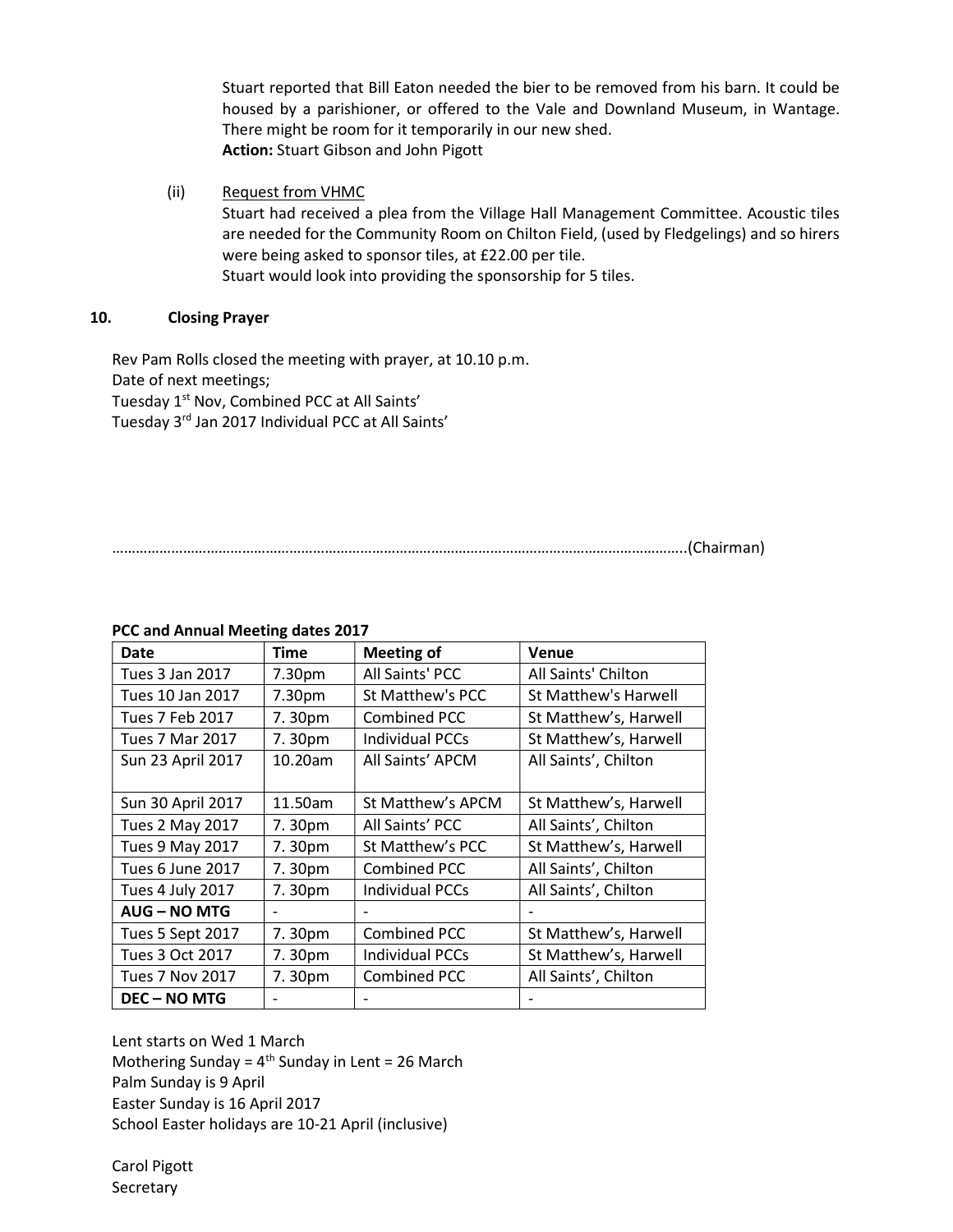Stuart reported that Bill Eaton needed the bier to be removed from his barn. It could be housed by a parishioner, or offered to the Vale and Downland Museum, in Wantage. There might be room for it temporarily in our new shed.
**Action:** Stuart Gibson and John Pigott

(ii) Request from VHMC
Stuart had received a plea from the Village Hall Management Committee. Acoustic tiles are needed for the Community Room on Chilton Field, (used by Fledgelings) and so hirers were being asked to sponsor tiles, at £22.00 per tile.
Stuart would look into providing the sponsorship for 5 tiles.

## 10. Closing Prayer

Rev Pam Rolls closed the meeting with prayer, at 10.10 p.m.
Date of next meetings;
Tuesday 1st Nov, Combined PCC at All Saints'
Tuesday 3rd Jan 2017 Individual PCC at All Saints'

……………………………………………………………………………………………………………………………….(Chairman)

**PCC and Annual Meeting dates 2017**

| Date | Time | Meeting of | Venue |
|---|---|---|---|
| Tues 3 Jan 2017 | 7.30pm | All Saints' PCC | All Saints' Chilton |
| Tues 10 Jan 2017 | 7.30pm | St Matthew's PCC | St Matthew's Harwell |
| Tues 7 Feb 2017 | 7. 30pm | Combined PCC | St Matthew's, Harwell |
| Tues 7 Mar 2017 | 7. 30pm | Individual PCCs | St Matthew's, Harwell |
| Sun 23 April 2017 | 10.20am | All Saints' APCM | All Saints', Chilton |
| Sun 30 April 2017 | 11.50am | St Matthew's APCM | St Matthew's, Harwell |
| Tues 2 May 2017 | 7. 30pm | All Saints' PCC | All Saints', Chilton |
| Tues 9 May 2017 | 7. 30pm | St Matthew's PCC | St Matthew's, Harwell |
| Tues 6 June 2017 | 7. 30pm | Combined PCC | All Saints', Chilton |
| Tues 4 July 2017 | 7. 30pm | Individual PCCs | All Saints', Chilton |
| **AUG – NO MTG** | - | - | - |
| Tues 5 Sept 2017 | 7. 30pm | Combined PCC | St Matthew's, Harwell |
| Tues 3 Oct 2017 | 7. 30pm | Individual PCCs | St Matthew's, Harwell |
| Tues 7 Nov 2017 | 7. 30pm | Combined PCC | All Saints', Chilton |
| **DEC – NO MTG** | - | - | - |

Lent starts on Wed 1 March
Mothering Sunday = 4th Sunday in Lent = 26 March
Palm Sunday is 9 April
Easter Sunday is 16 April 2017
School Easter holidays are 10-21 April (inclusive)

Carol Pigott
Secretary